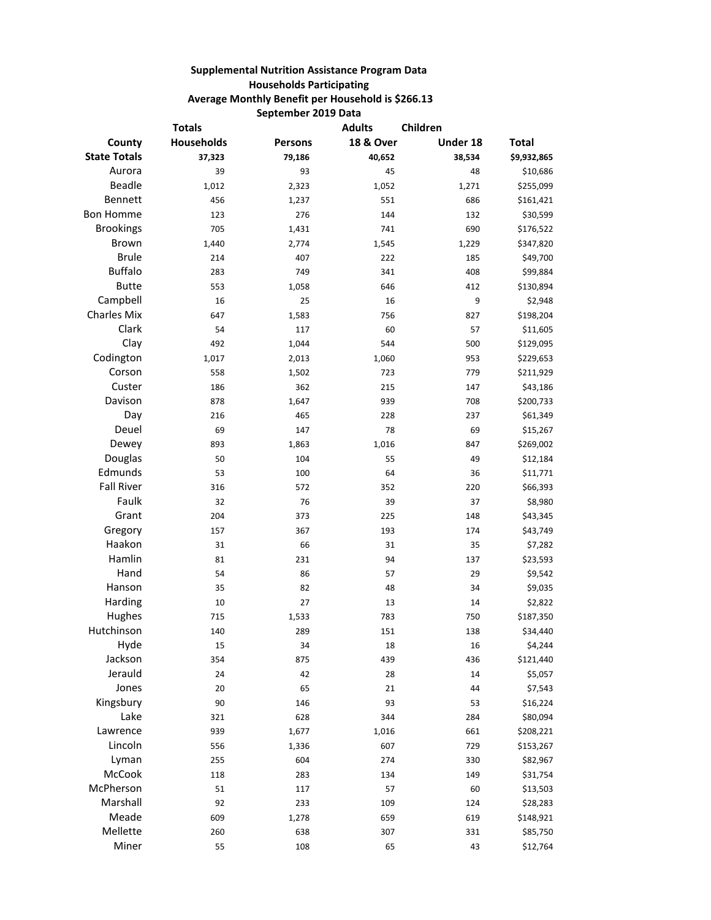**Supplemental Nutrition Assistance Program Data**
**Households Participating**
**Average Monthly Benefit per Household is $266.13**
**September 2019 Data**

| County | Totals Households | Persons | Adults 18 & Over | Children Under 18 | Total |
|---|---|---|---|---|---|
| **State Totals** | **37,323** | **79,186** | **40,652** | **38,534** | **$9,932,865** |
| Aurora | 39 | 93 | 45 | 48 | $10,686 |
| Beadle | 1,012 | 2,323 | 1,052 | 1,271 | $255,099 |
| Bennett | 456 | 1,237 | 551 | 686 | $161,421 |
| Bon Homme | 123 | 276 | 144 | 132 | $30,599 |
| Brookings | 705 | 1,431 | 741 | 690 | $176,522 |
| Brown | 1,440 | 2,774 | 1,545 | 1,229 | $347,820 |
| Brule | 214 | 407 | 222 | 185 | $49,700 |
| Buffalo | 283 | 749 | 341 | 408 | $99,884 |
| Butte | 553 | 1,058 | 646 | 412 | $130,894 |
| Campbell | 16 | 25 | 16 | 9 | $2,948 |
| Charles Mix | 647 | 1,583 | 756 | 827 | $198,204 |
| Clark | 54 | 117 | 60 | 57 | $11,605 |
| Clay | 492 | 1,044 | 544 | 500 | $129,095 |
| Codington | 1,017 | 2,013 | 1,060 | 953 | $229,653 |
| Corson | 558 | 1,502 | 723 | 779 | $211,929 |
| Custer | 186 | 362 | 215 | 147 | $43,186 |
| Davison | 878 | 1,647 | 939 | 708 | $200,733 |
| Day | 216 | 465 | 228 | 237 | $61,349 |
| Deuel | 69 | 147 | 78 | 69 | $15,267 |
| Dewey | 893 | 1,863 | 1,016 | 847 | $269,002 |
| Douglas | 50 | 104 | 55 | 49 | $12,184 |
| Edmunds | 53 | 100 | 64 | 36 | $11,771 |
| Fall River | 316 | 572 | 352 | 220 | $66,393 |
| Faulk | 32 | 76 | 39 | 37 | $8,980 |
| Grant | 204 | 373 | 225 | 148 | $43,345 |
| Gregory | 157 | 367 | 193 | 174 | $43,749 |
| Haakon | 31 | 66 | 31 | 35 | $7,282 |
| Hamlin | 81 | 231 | 94 | 137 | $23,593 |
| Hand | 54 | 86 | 57 | 29 | $9,542 |
| Hanson | 35 | 82 | 48 | 34 | $9,035 |
| Harding | 10 | 27 | 13 | 14 | $2,822 |
| Hughes | 715 | 1,533 | 783 | 750 | $187,350 |
| Hutchinson | 140 | 289 | 151 | 138 | $34,440 |
| Hyde | 15 | 34 | 18 | 16 | $4,244 |
| Jackson | 354 | 875 | 439 | 436 | $121,440 |
| Jerauld | 24 | 42 | 28 | 14 | $5,057 |
| Jones | 20 | 65 | 21 | 44 | $7,543 |
| Kingsbury | 90 | 146 | 93 | 53 | $16,224 |
| Lake | 321 | 628 | 344 | 284 | $80,094 |
| Lawrence | 939 | 1,677 | 1,016 | 661 | $208,221 |
| Lincoln | 556 | 1,336 | 607 | 729 | $153,267 |
| Lyman | 255 | 604 | 274 | 330 | $82,967 |
| McCook | 118 | 283 | 134 | 149 | $31,754 |
| McPherson | 51 | 117 | 57 | 60 | $13,503 |
| Marshall | 92 | 233 | 109 | 124 | $28,283 |
| Meade | 609 | 1,278 | 659 | 619 | $148,921 |
| Mellette | 260 | 638 | 307 | 331 | $85,750 |
| Miner | 55 | 108 | 65 | 43 | $12,764 |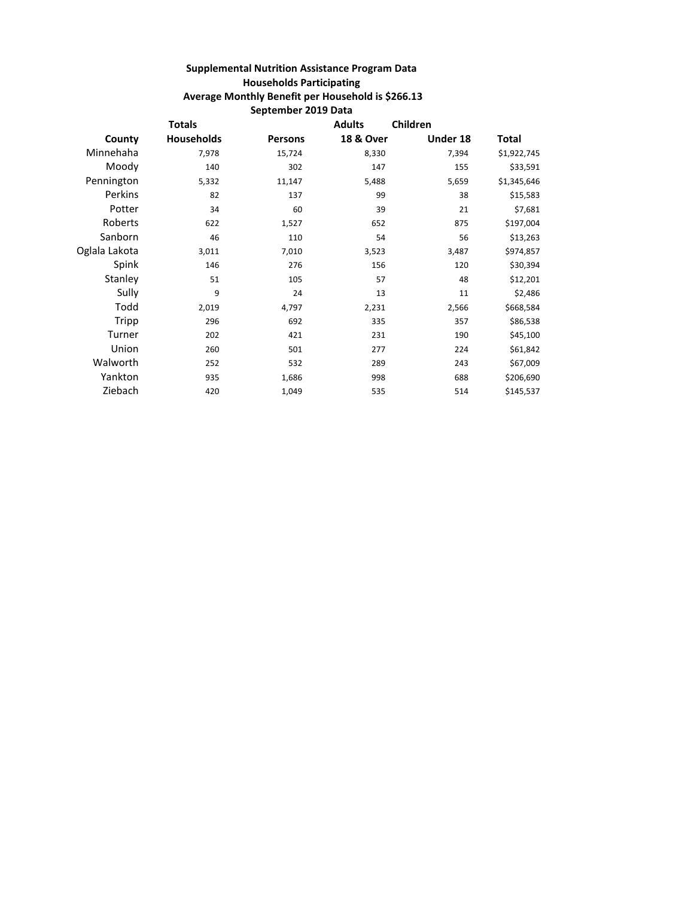**Supplemental Nutrition Assistance Program Data**

**Households Participating**

**Average Monthly Benefit per Household is $266.13**

**September 2019 Data**

| | Totals | | Adults | Children | |
|---|---|---|---|---|---|
| **County** | **Households** | **Persons** | **18 & Over** | **Under 18** | **Total** |
| Minnehaha | 7,978 | 15,724 | 8,330 | 7,394 | $1,922,745 |
| Moody | 140 | 302 | 147 | 155 | $33,591 |
| Pennington | 5,332 | 11,147 | 5,488 | 5,659 | $1,345,646 |
| Perkins | 82 | 137 | 99 | 38 | $15,583 |
| Potter | 34 | 60 | 39 | 21 | $7,681 |
| Roberts | 622 | 1,527 | 652 | 875 | $197,004 |
| Sanborn | 46 | 110 | 54 | 56 | $13,263 |
| Oglala Lakota | 3,011 | 7,010 | 3,523 | 3,487 | $974,857 |
| Spink | 146 | 276 | 156 | 120 | $30,394 |
| Stanley | 51 | 105 | 57 | 48 | $12,201 |
| Sully | 9 | 24 | 13 | 11 | $2,486 |
| Todd | 2,019 | 4,797 | 2,231 | 2,566 | $668,584 |
| Tripp | 296 | 692 | 335 | 357 | $86,538 |
| Turner | 202 | 421 | 231 | 190 | $45,100 |
| Union | 260 | 501 | 277 | 224 | $61,842 |
| Walworth | 252 | 532 | 289 | 243 | $67,009 |
| Yankton | 935 | 1,686 | 998 | 688 | $206,690 |
| Ziebach | 420 | 1,049 | 535 | 514 | $145,537 |